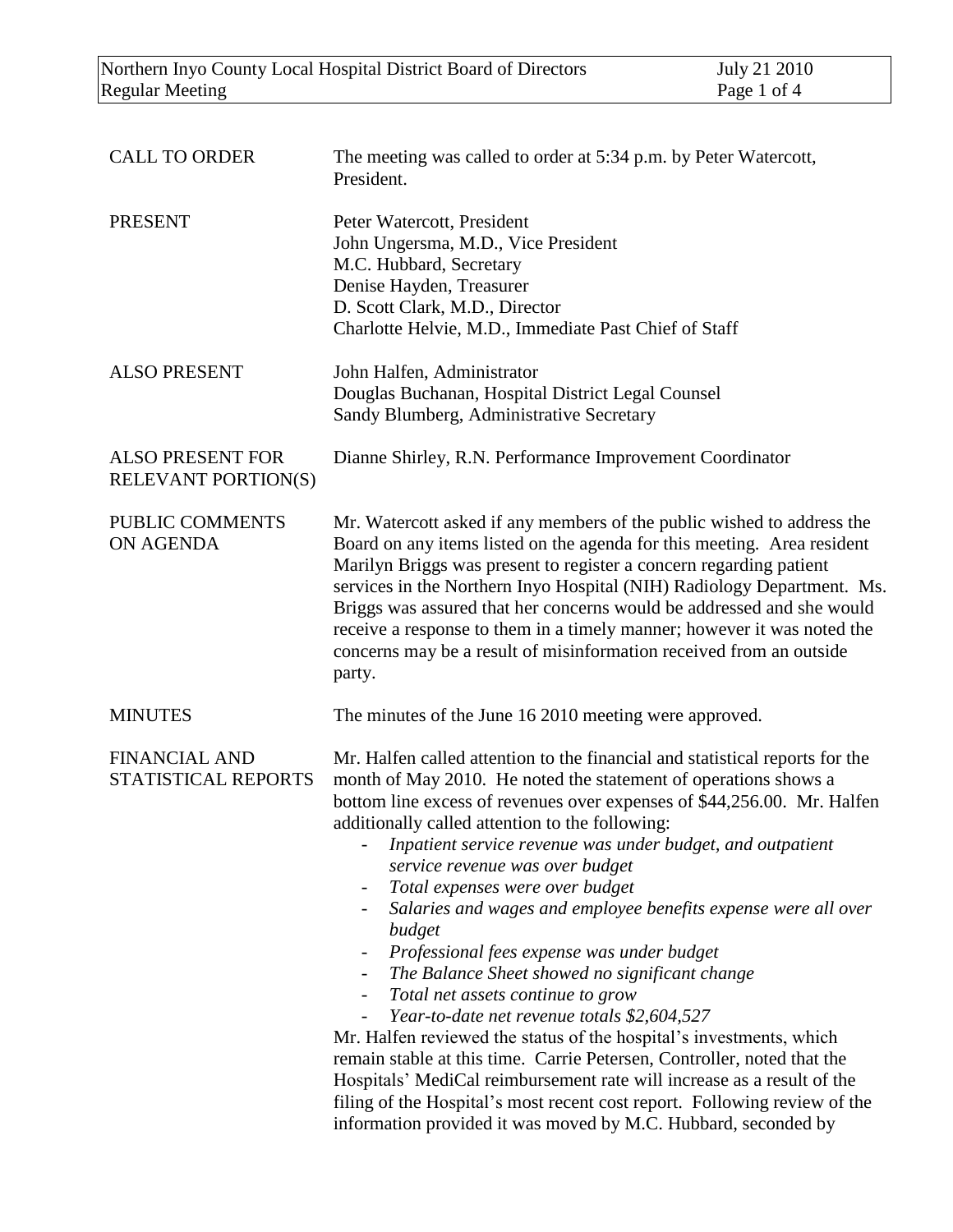Northern Inyo County Local Hospital District Board of Directors — Regular Meeting — July 21 2010

| | |
|---|---|
| CALL TO ORDER | The meeting was called to order at 5:34 p.m. by Peter Watercott, President. |
| PRESENT | Peter Watercott, President<br>John Ungersma, M.D., Vice President<br>M.C. Hubbard, Secretary<br>Denise Hayden, Treasurer<br>D. Scott Clark, M.D., Director<br>Charlotte Helvie, M.D., Immediate Past Chief of Staff |
| ALSO PRESENT | John Halfen, Administrator<br>Douglas Buchanan, Hospital District Legal Counsel<br>Sandy Blumberg, Administrative Secretary |
| ALSO PRESENT FOR RELEVANT PORTION(S) | Dianne Shirley, R.N. Performance Improvement Coordinator |

**PUBLIC COMMENTS ON AGENDA**

Mr. Watercott asked if any members of the public wished to address the Board on any items listed on the agenda for this meeting. Area resident Marilyn Briggs was present to register a concern regarding patient services in the Northern Inyo Hospital (NIH) Radiology Department. Ms. Briggs was assured that her concerns would be addressed and she would receive a response to them in a timely manner; however it was noted the concerns may be a result of misinformation received from an outside party.

**MINUTES**

The minutes of the June 16 2010 meeting were approved.

**FINANCIAL AND STATISTICAL REPORTS**

Mr. Halfen called attention to the financial and statistical reports for the month of May 2010. He noted the statement of operations shows a bottom line excess of revenues over expenses of $44,256.00. Mr. Halfen additionally called attention to the following:

- *Inpatient service revenue was under budget, and outpatient service revenue was over budget*
- *Total expenses were over budget*
- *Salaries and wages and employee benefits expense were all over budget*
- *Professional fees expense was under budget*
- *The Balance Sheet showed no significant change*
- *Total net assets continue to grow*
- *Year-to-date net revenue totals $2,604,527*

Mr. Halfen reviewed the status of the hospital's investments, which remain stable at this time. Carrie Petersen, Controller, noted that the Hospitals' MediCal reimbursement rate will increase as a result of the filing of the Hospital's most recent cost report. Following review of the information provided it was moved by M.C. Hubbard, seconded by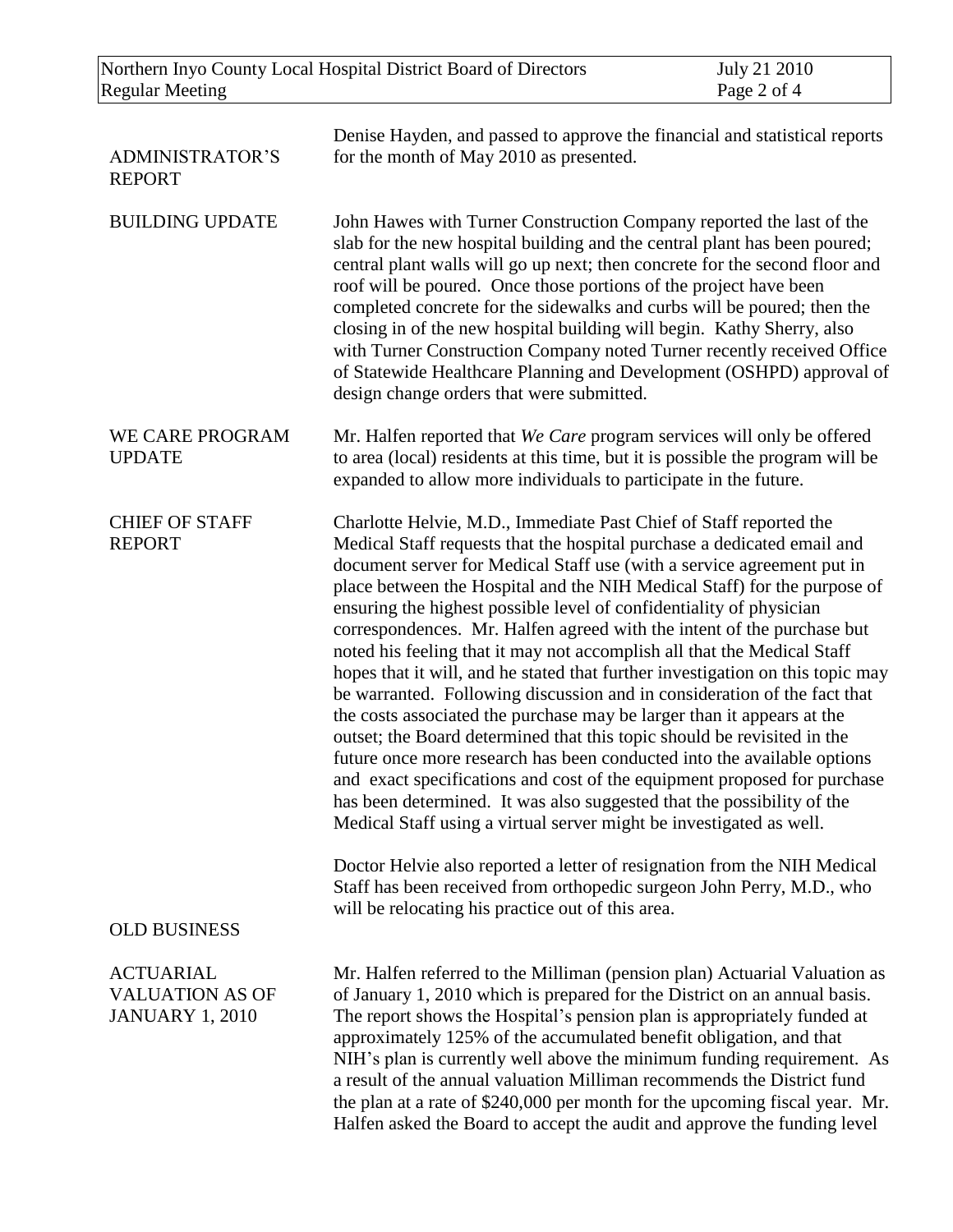Denise Hayden, and passed to approve the financial and statistical reports for the month of May 2010 as presented.

**ADMINISTRATOR'S REPORT**

**BUILDING UPDATE**

John Hawes with Turner Construction Company reported the last of the slab for the new hospital building and the central plant has been poured; central plant walls will go up next; then concrete for the second floor and roof will be poured. Once those portions of the project have been completed concrete for the sidewalks and curbs will be poured; then the closing in of the new hospital building will begin. Kathy Sherry, also with Turner Construction Company noted Turner recently received Office of Statewide Healthcare Planning and Development (OSHPD) approval of design change orders that were submitted.

**WE CARE PROGRAM UPDATE**

Mr. Halfen reported that *We Care* program services will only be offered to area (local) residents at this time, but it is possible the program will be expanded to allow more individuals to participate in the future.

**CHIEF OF STAFF REPORT**

Charlotte Helvie, M.D., Immediate Past Chief of Staff reported the Medical Staff requests that the hospital purchase a dedicated email and document server for Medical Staff use (with a service agreement put in place between the Hospital and the NIH Medical Staff) for the purpose of ensuring the highest possible level of confidentiality of physician correspondences. Mr. Halfen agreed with the intent of the purchase but noted his feeling that it may not accomplish all that the Medical Staff hopes that it will, and he stated that further investigation on this topic may be warranted. Following discussion and in consideration of the fact that the costs associated the purchase may be larger than it appears at the outset; the Board determined that this topic should be revisited in the future once more research has been conducted into the available options and exact specifications and cost of the equipment proposed for purchase has been determined. It was also suggested that the possibility of the Medical Staff using a virtual server might be investigated as well.

Doctor Helvie also reported a letter of resignation from the NIH Medical Staff has been received from orthopedic surgeon John Perry, M.D., who will be relocating his practice out of this area.

**OLD BUSINESS**

**ACTUARIAL VALUATION AS OF JANUARY 1, 2010**

Mr. Halfen referred to the Milliman (pension plan) Actuarial Valuation as of January 1, 2010 which is prepared for the District on an annual basis. The report shows the Hospital's pension plan is appropriately funded at approximately 125% of the accumulated benefit obligation, and that NIH's plan is currently well above the minimum funding requirement. As a result of the annual valuation Milliman recommends the District fund the plan at a rate of $240,000 per month for the upcoming fiscal year. Mr. Halfen asked the Board to accept the audit and approve the funding level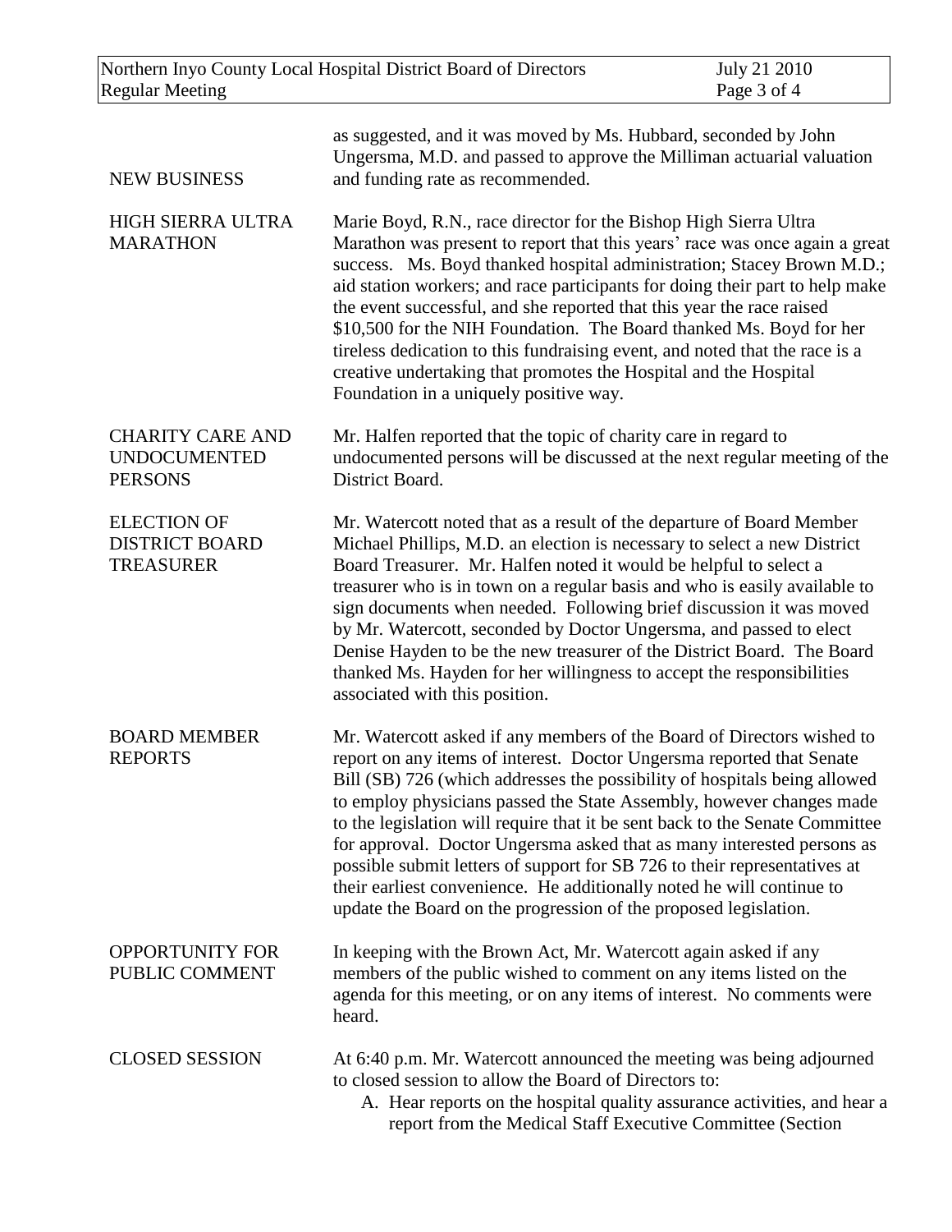as suggested, and it was moved by Ms. Hubbard, seconded by John Ungersma, M.D. and passed to approve the Milliman actuarial valuation and funding rate as recommended.

**NEW BUSINESS**

**HIGH SIERRA ULTRA MARATHON**

Marie Boyd, R.N., race director for the Bishop High Sierra Ultra Marathon was present to report that this years' race was once again a great success. Ms. Boyd thanked hospital administration; Stacey Brown M.D.; aid station workers; and race participants for doing their part to help make the event successful, and she reported that this year the race raised $10,500 for the NIH Foundation. The Board thanked Ms. Boyd for her tireless dedication to this fundraising event, and noted that the race is a creative undertaking that promotes the Hospital and the Hospital Foundation in a uniquely positive way.

**CHARITY CARE AND UNDOCUMENTED PERSONS**

Mr. Halfen reported that the topic of charity care in regard to undocumented persons will be discussed at the next regular meeting of the District Board.

**ELECTION OF DISTRICT BOARD TREASURER**

Mr. Watercott noted that as a result of the departure of Board Member Michael Phillips, M.D. an election is necessary to select a new District Board Treasurer. Mr. Halfen noted it would be helpful to select a treasurer who is in town on a regular basis and who is easily available to sign documents when needed. Following brief discussion it was moved by Mr. Watercott, seconded by Doctor Ungersma, and passed to elect Denise Hayden to be the new treasurer of the District Board. The Board thanked Ms. Hayden for her willingness to accept the responsibilities associated with this position.

**BOARD MEMBER REPORTS**

Mr. Watercott asked if any members of the Board of Directors wished to report on any items of interest. Doctor Ungersma reported that Senate Bill (SB) 726 (which addresses the possibility of hospitals being allowed to employ physicians passed the State Assembly, however changes made to the legislation will require that it be sent back to the Senate Committee for approval. Doctor Ungersma asked that as many interested persons as possible submit letters of support for SB 726 to their representatives at their earliest convenience. He additionally noted he will continue to update the Board on the progression of the proposed legislation.

**OPPORTUNITY FOR PUBLIC COMMENT**

In keeping with the Brown Act, Mr. Watercott again asked if any members of the public wished to comment on any items listed on the agenda for this meeting, or on any items of interest. No comments were heard.

**CLOSED SESSION**

At 6:40 p.m. Mr. Watercott announced the meeting was being adjourned to closed session to allow the Board of Directors to:

A. Hear reports on the hospital quality assurance activities, and hear a report from the Medical Staff Executive Committee (Section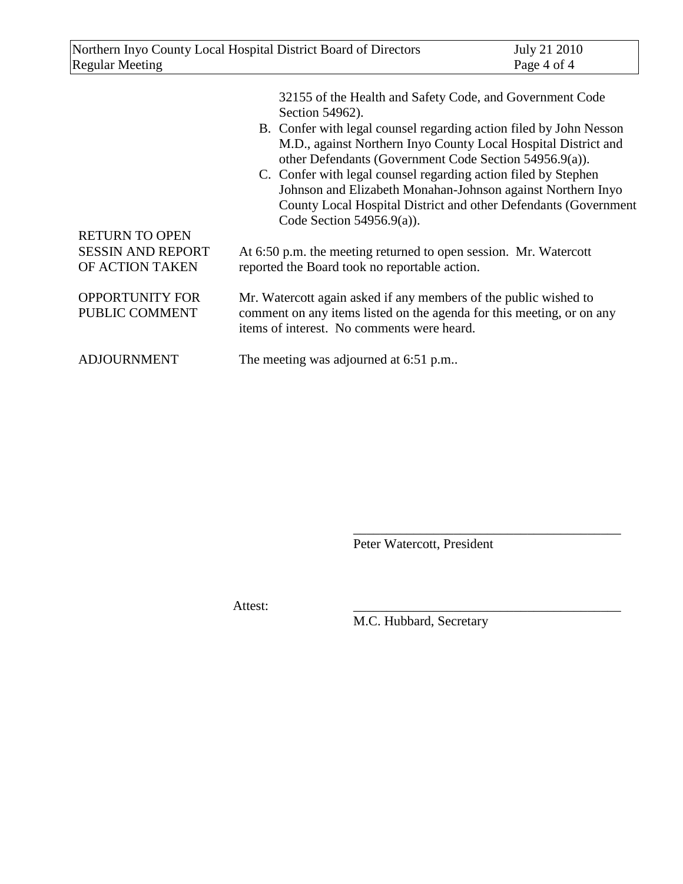32155 of the Health and Safety Code, and Government Code Section 54962).

B. Confer with legal counsel regarding action filed by John Nesson M.D., against Northern Inyo County Local Hospital District and other Defendants (Government Code Section 54956.9(a)).
C. Confer with legal counsel regarding action filed by Stephen Johnson and Elizabeth Monahan-Johnson against Northern Inyo County Local Hospital District and other Defendants (Government Code Section 54956.9(a)).

| | |
|---|---|
| RETURN TO OPEN SESSIN AND REPORT OF ACTION TAKEN | At 6:50 p.m. the meeting returned to open session. Mr. Watercott reported the Board took no reportable action. |
| OPPORTUNITY FOR PUBLIC COMMENT | Mr. Watercott again asked if any members of the public wished to comment on any items listed on the agenda for this meeting, or on any items of interest. No comments were heard. |
| ADJOURNMENT | The meeting was adjourned at 6:51 p.m.. |

\_\_\_\_\_\_\_\_\_\_\_\_\_\_\_\_\_\_\_\_\_\_\_\_\_\_\_\_\_\_\_\_\_\_\_\_\_\_\_\_

Peter Watercott, President

Attest: \_\_\_\_\_\_\_\_\_\_\_\_\_\_\_\_\_\_\_\_\_\_\_\_\_\_\_\_\_\_\_\_\_\_\_\_\_\_\_\_

M.C. Hubbard, Secretary